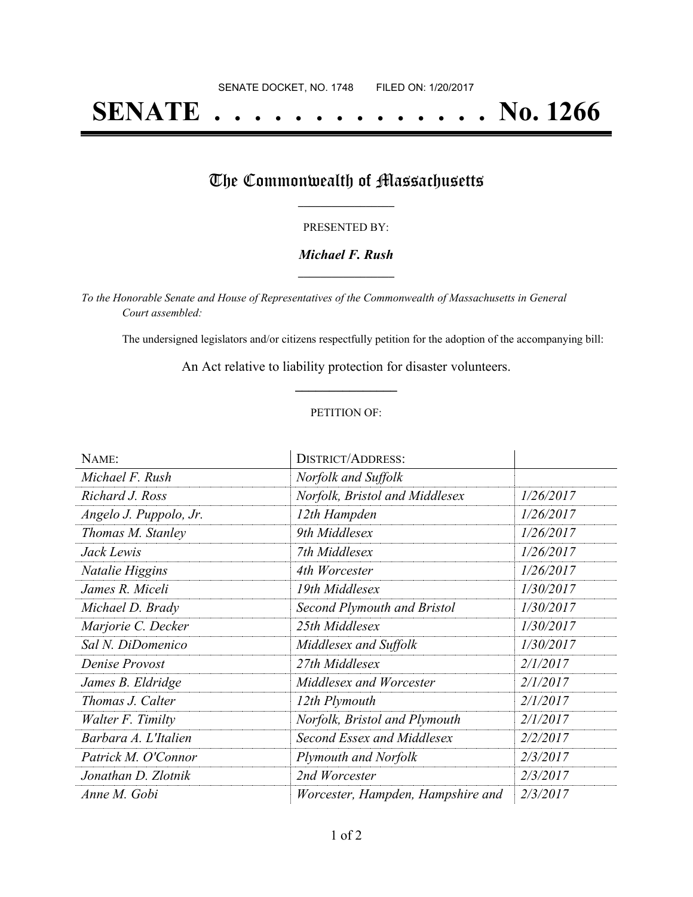SENATE DOCKET, NO. 1748        FILED ON: 1/20/2017

# SENATE . . . . . . . . . . . . . . No. 1266

## The Commonwealth of Massachusetts

PRESENTED BY:

***Michael F. Rush***

*To the Honorable Senate and House of Representatives of the Commonwealth of Massachusetts in General Court assembled:*

The undersigned legislators and/or citizens respectfully petition for the adoption of the accompanying bill:

An Act relative to liability protection for disaster volunteers.

PETITION OF:

| NAME: | DISTRICT/ADDRESS: | |
|---|---|---|
| *Michael F. Rush* | *Norfolk and Suffolk* | |
| *Richard J. Ross* | *Norfolk, Bristol and Middlesex* | *1/26/2017* |
| *Angelo J. Puppolo, Jr.* | *12th Hampden* | *1/26/2017* |
| *Thomas M. Stanley* | *9th Middlesex* | *1/26/2017* |
| *Jack Lewis* | *7th Middlesex* | *1/26/2017* |
| *Natalie Higgins* | *4th Worcester* | *1/26/2017* |
| *James R. Miceli* | *19th Middlesex* | *1/30/2017* |
| *Michael D. Brady* | *Second Plymouth and Bristol* | *1/30/2017* |
| *Marjorie C. Decker* | *25th Middlesex* | *1/30/2017* |
| *Sal N. DiDomenico* | *Middlesex and Suffolk* | *1/30/2017* |
| *Denise Provost* | *27th Middlesex* | *2/1/2017* |
| *James B. Eldridge* | *Middlesex and Worcester* | *2/1/2017* |
| *Thomas J. Calter* | *12th Plymouth* | *2/1/2017* |
| *Walter F. Timilty* | *Norfolk, Bristol and Plymouth* | *2/1/2017* |
| *Barbara A. L'Italien* | *Second Essex and Middlesex* | *2/2/2017* |
| *Patrick M. O'Connor* | *Plymouth and Norfolk* | *2/3/2017* |
| *Jonathan D. Zlotnik* | *2nd Worcester* | *2/3/2017* |
| *Anne M. Gobi* | *Worcester, Hampden, Hampshire and* | *2/3/2017* |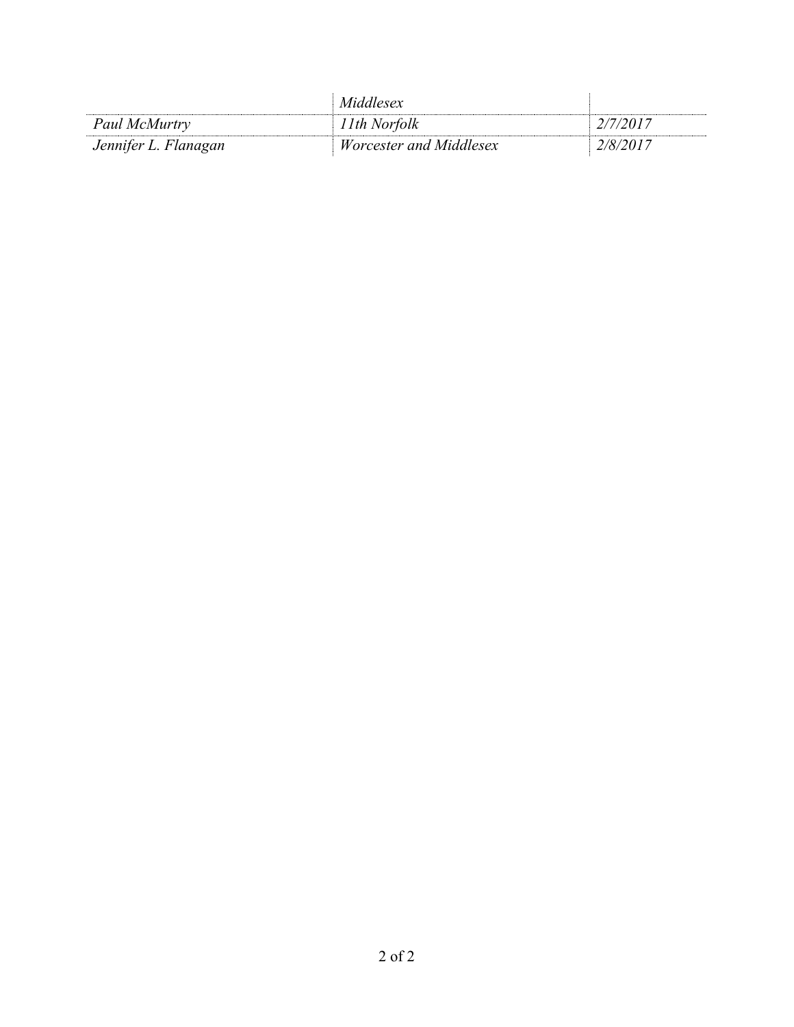| | *Middlesex* | |
|---|---|---|
| *Paul McMurtry* | *11th Norfolk* | *2/7/2017* |
| *Jennifer L. Flanagan* | *Worcester and Middlesex* | *2/8/2017* |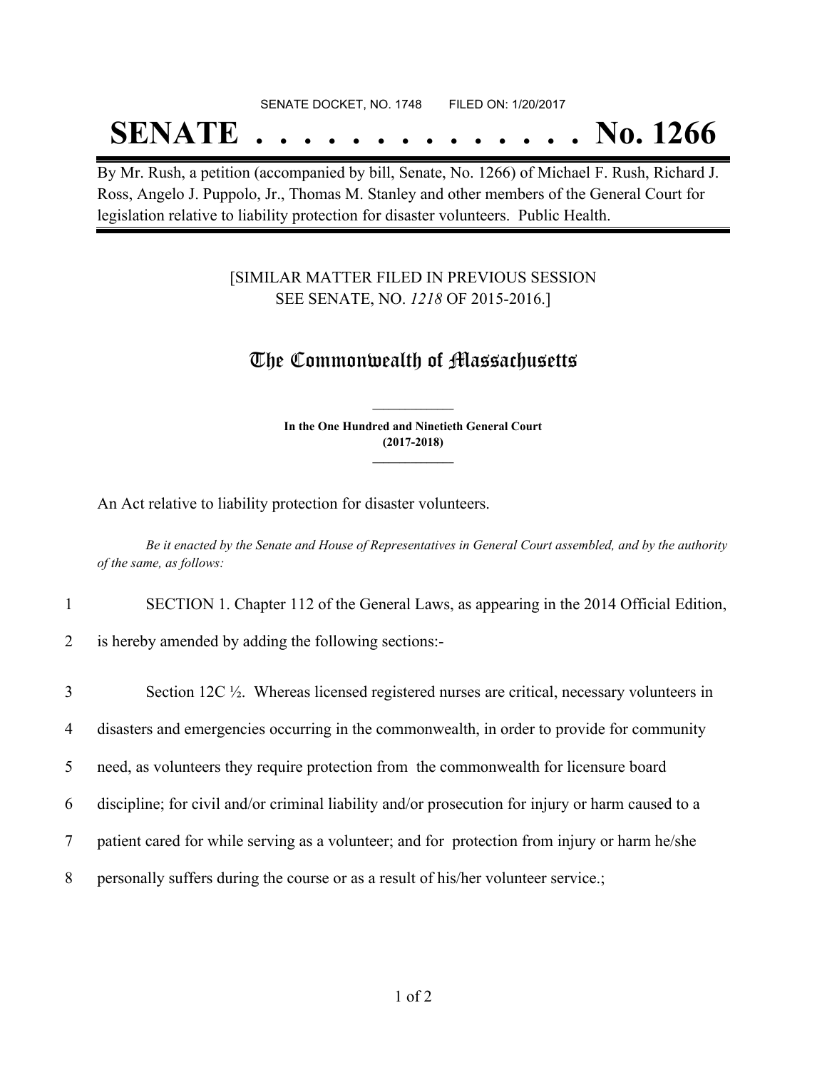SENATE DOCKET, NO. 1748 FILED ON: 1/20/2017

# SENATE . . . . . . . . . . . . . . No. 1266

By Mr. Rush, a petition (accompanied by bill, Senate, No. 1266) of Michael F. Rush, Richard J. Ross, Angelo J. Puppolo, Jr., Thomas M. Stanley and other members of the General Court for legislation relative to liability protection for disaster volunteers. Public Health.

[SIMILAR MATTER FILED IN PREVIOUS SESSION SEE SENATE, NO. *1218* OF 2015-2016.]

## The Commonwealth of Massachusetts

**In the One Hundred and Ninetieth General Court (2017-2018)**

An Act relative to liability protection for disaster volunteers.

*Be it enacted by the Senate and House of Representatives in General Court assembled, and by the authority of the same, as follows:*

1 SECTION 1. Chapter 112 of the General Laws, as appearing in the 2014 Official Edition,

2 is hereby amended by adding the following sections:-

3 Section 12C ½. Whereas licensed registered nurses are critical, necessary volunteers in

4 disasters and emergencies occurring in the commonwealth, in order to provide for community

5 need, as volunteers they require protection from the commonwealth for licensure board

6 discipline; for civil and/or criminal liability and/or prosecution for injury or harm caused to a

7 patient cared for while serving as a volunteer; and for protection from injury or harm he/she

8 personally suffers during the course or as a result of his/her volunteer service.;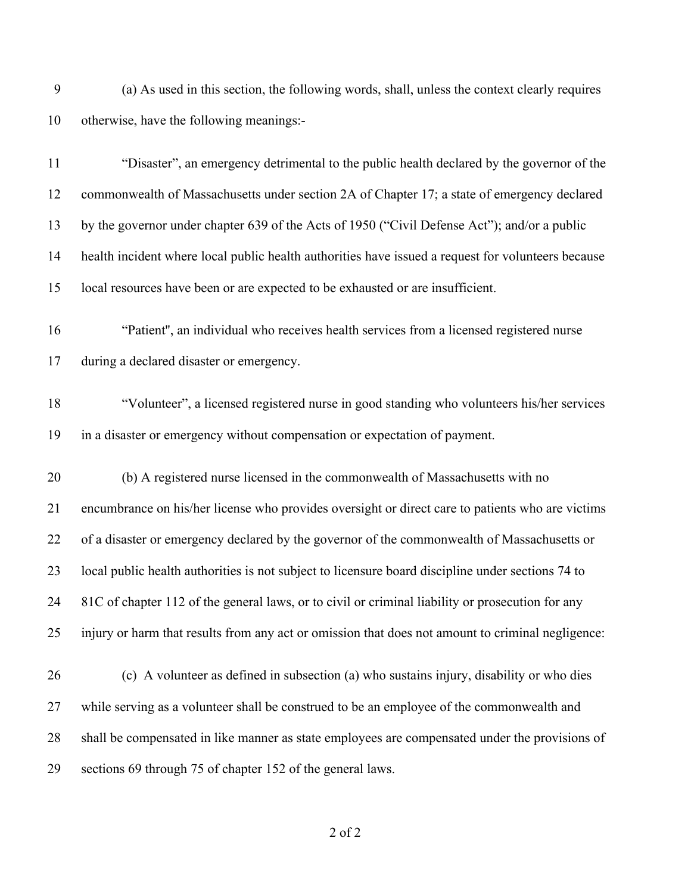(a) As used in this section, the following words, shall, unless the context clearly requires otherwise, have the following meanings:-

"Disaster", an emergency detrimental to the public health declared by the governor of the commonwealth of Massachusetts under section 2A of Chapter 17; a state of emergency declared by the governor under chapter 639 of the Acts of 1950 ("Civil Defense Act"); and/or a public health incident where local public health authorities have issued a request for volunteers because local resources have been or are expected to be exhausted or are insufficient.

"Patient", an individual who receives health services from a licensed registered nurse during a declared disaster or emergency.

"Volunteer", a licensed registered nurse in good standing who volunteers his/her services in a disaster or emergency without compensation or expectation of payment.

(b) A registered nurse licensed in the commonwealth of Massachusetts with no encumbrance on his/her license who provides oversight or direct care to patients who are victims of a disaster or emergency declared by the governor of the commonwealth of Massachusetts or local public health authorities is not subject to licensure board discipline under sections 74 to 81C of chapter 112 of the general laws, or to civil or criminal liability or prosecution for any injury or harm that results from any act or omission that does not amount to criminal negligence:

(c) A volunteer as defined in subsection (a) who sustains injury, disability or who dies while serving as a volunteer shall be construed to be an employee of the commonwealth and shall be compensated in like manner as state employees are compensated under the provisions of sections 69 through 75 of chapter 152 of the general laws.